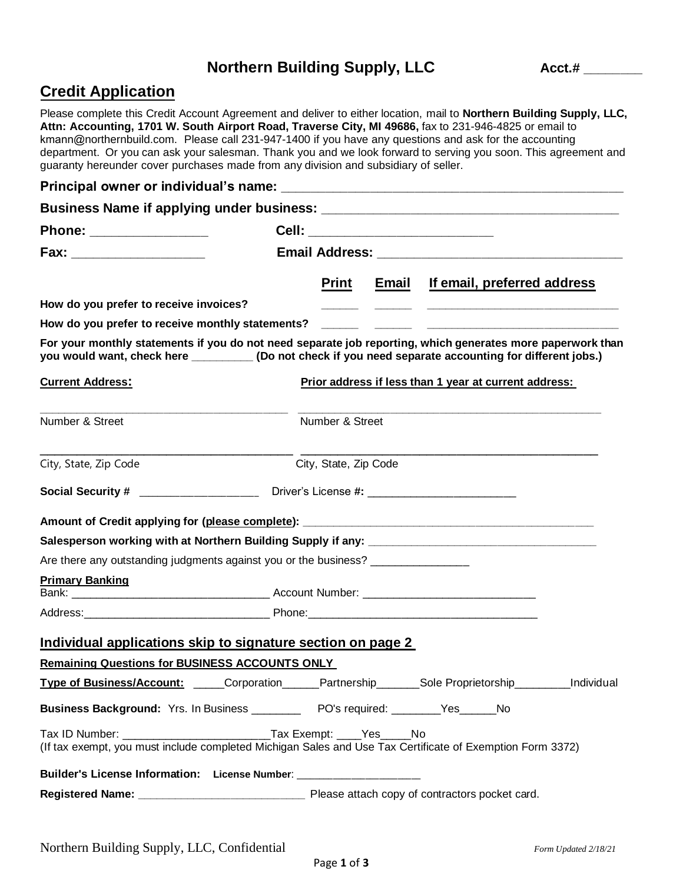# Northern Building Supply, LLC

**Acct.#** ________

## Credit Application

Please complete this Credit Account Agreement and deliver to either location, mail to **Northern Building Supply, LLC, Attn: Accounting, 1701 W. South Airport Road, Traverse City, MI 49686,** fax to 231-946-4825 or email to kmann@northernbuild.com. Please call 231-947-1400 if you have any questions and ask for the accounting department. Or you can ask your salesman. Thank you and we look forward to serving you soon. This agreement and guaranty hereunder cover purchases made from any division and subsidiary of seller.

**Principal owner or individual's name:** ____________________________________________

**Business Name if applying under business:** ______________________________________

**Phone:** ________________ **Cell:** __________________________

**Fax:** ___________________ **Email Address:** ___________________________________

| | **Print** | **Email** | **If email, preferred address** |
|---|---|---|---|
| **How do you prefer to receive invoices?** | ______ | ______ | ______________________________ |
| **How do you prefer to receive monthly statements?** | ______ | ______ | ______________________________ |

**For your monthly statements if you do not need separate job reporting, which generates more paperwork than you would want, check here __________ (Do not check if you need separate accounting for different jobs.)**

| **Current Address:** | **Prior address if less than 1 year at current address:** |
|---|---|
| ________________________________________ | ________________________________________ |
| Number & Street | Number & Street |
| ________________________________________ | ________________________________________ |
| City, State, Zip Code | City, State, Zip Code |

**Social Security #** ___________________ Driver's License #**:** ________________________

**Amount of Credit applying for (please complete):** ______________________________________________

**Salesperson working with at Northern Building Supply if any:** ____________________________________

Are there any outstanding judgments against you or the business? _______________

**Primary Banking**

Bank: _______________________________ Account Number: ___________________________

Address:_____________________________ Phone:____________________________________

## Individual applications skip to signature section on page 2

**Remaining Questions for BUSINESS ACCOUNTS ONLY**

**Type of Business/Account:** _____Corporation______Partnership_______Sole Proprietorship________Individual

**Business Background:** Yrs. In Business ________ PO's required: ________Yes______No

Tax ID Number: _______________________Tax Exempt: ____Yes_____No
(If tax exempt, you must include completed Michigan Sales and Use Tax Certificate of Exemption Form 3372)

**Builder's License Information: License Number**: ____________________

**Registered Name:** ___________________________ Please attach copy of contractors pocket card.

Northern Building Supply, LLC, Confidential

*Form Updated 2/18/21*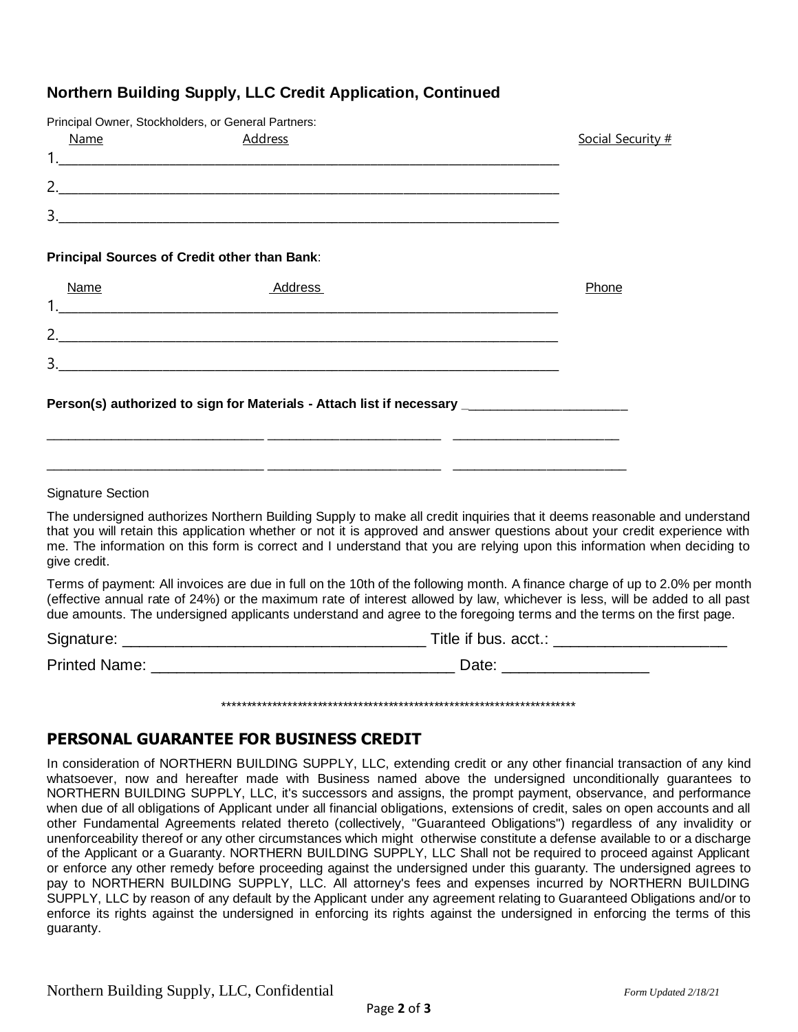## Northern Building Supply, LLC Credit Application, Continued

Principal Owner, Stockholders, or General Partners:

| Name | Address | Social Security # |
|---|---|---|
| 1.___ | | |
| 2.___ | | |
| 3.___ | | |

**Principal Sources of Credit other than Bank**:

| Name | Address | Phone |
|---|---|---|
| 1.___ | | |
| 2.___ | | |
| 3.___ | | |

**Person(s) authorized to sign for Materials - Attach list if necessary** ______________________

______________________________ ________________________ ______________________

______________________________ ________________________ ______________________

Signature Section

The undersigned authorizes Northern Building Supply to make all credit inquiries that it deems reasonable and understand that you will retain this application whether or not it is approved and answer questions about your credit experience with me. The information on this form is correct and I understand that you are relying upon this information when deciding to give credit.

Terms of payment: All invoices are due in full on the 10th of the following month. A finance charge of up to 2.0% per month (effective annual rate of 24%) or the maximum rate of interest allowed by law, whichever is less, will be added to all past due amounts. The undersigned applicants understand and agree to the foregoing terms and the terms on the first page.

Signature: ___________________________________ Title if bus. acct.: ____________________

Printed Name: __________________________________ Date: ________________

************************************************************************

## PERSONAL GUARANTEE FOR BUSINESS CREDIT

In consideration of NORTHERN BUILDING SUPPLY, LLC, extending credit or any other financial transaction of any kind whatsoever, now and hereafter made with Business named above the undersigned unconditionally guarantees to NORTHERN BUILDING SUPPLY, LLC, it's successors and assigns, the prompt payment, observance, and performance when due of all obligations of Applicant under all financial obligations, extensions of credit, sales on open accounts and all other Fundamental Agreements related thereto (collectively, "Guaranteed Obligations") regardless of any invalidity or unenforceability thereof or any other circumstances which might otherwise constitute a defense available to or a discharge of the Applicant or a Guaranty. NORTHERN BUILDING SUPPLY, LLC Shall not be required to proceed against Applicant or enforce any other remedy before proceeding against the undersigned under this guaranty. The undersigned agrees to pay to NORTHERN BUILDING SUPPLY, LLC. All attorney's fees and expenses incurred by NORTHERN BUILDING SUPPLY, LLC by reason of any default by the Applicant under any agreement relating to Guaranteed Obligations and/or to enforce its rights against the undersigned in enforcing its rights against the undersigned in enforcing the terms of this guaranty.

Northern Building Supply, LLC, Confidential

*Form Updated 2/18/21*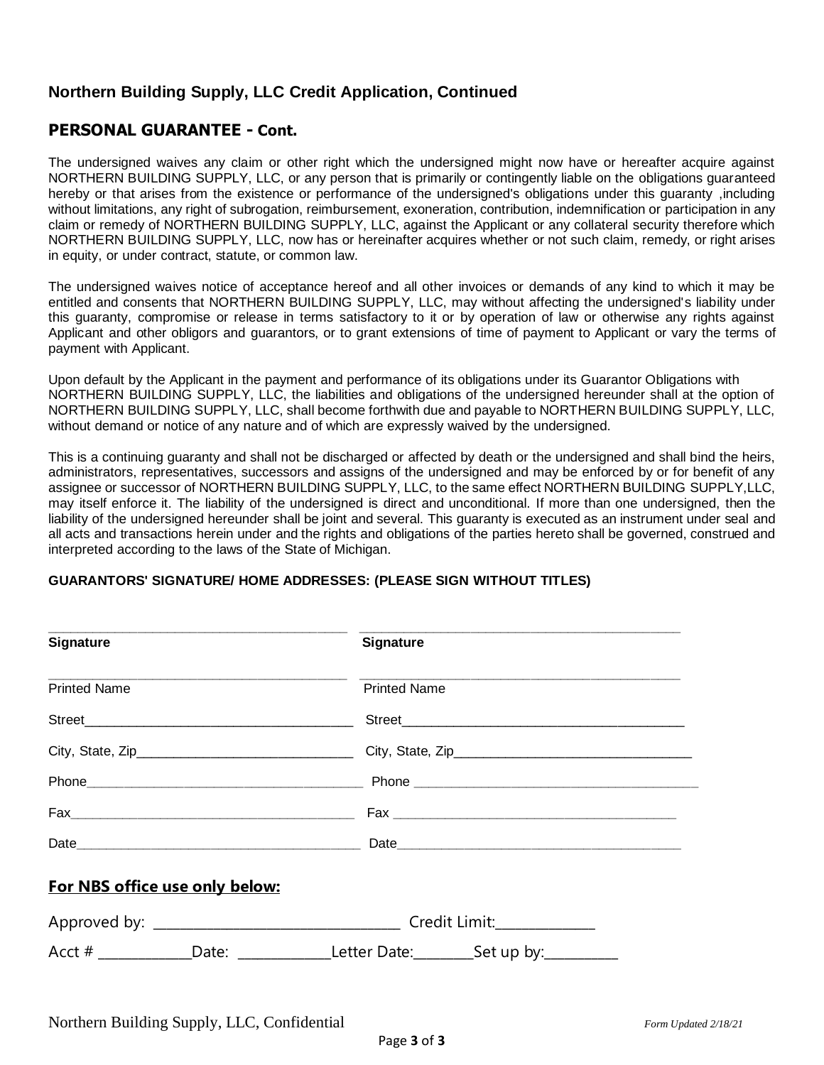## Northern Building Supply, LLC Credit Application, Continued

### PERSONAL GUARANTEE - Cont.

The undersigned waives any claim or other right which the undersigned might now have or hereafter acquire against NORTHERN BUILDING SUPPLY, LLC, or any person that is primarily or contingently liable on the obligations guaranteed hereby or that arises from the existence or performance of the undersigned's obligations under this guaranty ,including without limitations, any right of subrogation, reimbursement, exoneration, contribution, indemnification or participation in any claim or remedy of NORTHERN BUILDING SUPPLY, LLC, against the Applicant or any collateral security therefore which NORTHERN BUILDING SUPPLY, LLC, now has or hereinafter acquires whether or not such claim, remedy, or right arises in equity, or under contract, statute, or common law.

The undersigned waives notice of acceptance hereof and all other invoices or demands of any kind to which it may be entitled and consents that NORTHERN BUILDING SUPPLY, LLC, may without affecting the undersigned's liability under this guaranty, compromise or release in terms satisfactory to it or by operation of law or otherwise any rights against Applicant and other obligors and guarantors, or to grant extensions of time of payment to Applicant or vary the terms of payment with Applicant.

Upon default by the Applicant in the payment and performance of its obligations under its Guarantor Obligations with NORTHERN BUILDING SUPPLY, LLC, the liabilities and obligations of the undersigned hereunder shall at the option of NORTHERN BUILDING SUPPLY, LLC, shall become forthwith due and payable to NORTHERN BUILDING SUPPLY, LLC, without demand or notice of any nature and of which are expressly waived by the undersigned.

This is a continuing guaranty and shall not be discharged or affected by death or the undersigned and shall bind the heirs, administrators, representatives, successors and assigns of the undersigned and may be enforced by or for benefit of any assignee or successor of NORTHERN BUILDING SUPPLY, LLC, to the same effect NORTHERN BUILDING SUPPLY,LLC, may itself enforce it. The liability of the undersigned is direct and unconditional. If more than one undersigned, then the liability of the undersigned hereunder shall be joint and several. This guaranty is executed as an instrument under seal and all acts and transactions herein under and the rights and obligations of the parties hereto shall be governed, construed and interpreted according to the laws of the State of Michigan.

**GUARANTORS' SIGNATURE/ HOME ADDRESSES: (PLEASE SIGN WITHOUT TITLES)**

| | |
|---|---|
| ______________________________ **Signature** | ______________________________ **Signature** |
| ______________________________ Printed Name | ______________________________ Printed Name |
| Street______________________________ | Street______________________________ |
| City, State, Zip______________________________ | City, State, Zip______________________________ |
| Phone______________________________ | Phone ______________________________ |
| Fax______________________________ | Fax ______________________________ |
| Date______________________________ | Date______________________________ |

**For NBS office use only below:**

Approved by: ______________________________ Credit Limit:____________

Acct # ____________Date: ____________Letter Date:________Set up by:_________

Northern Building Supply, LLC, Confidential

*Form Updated 2/18/21*